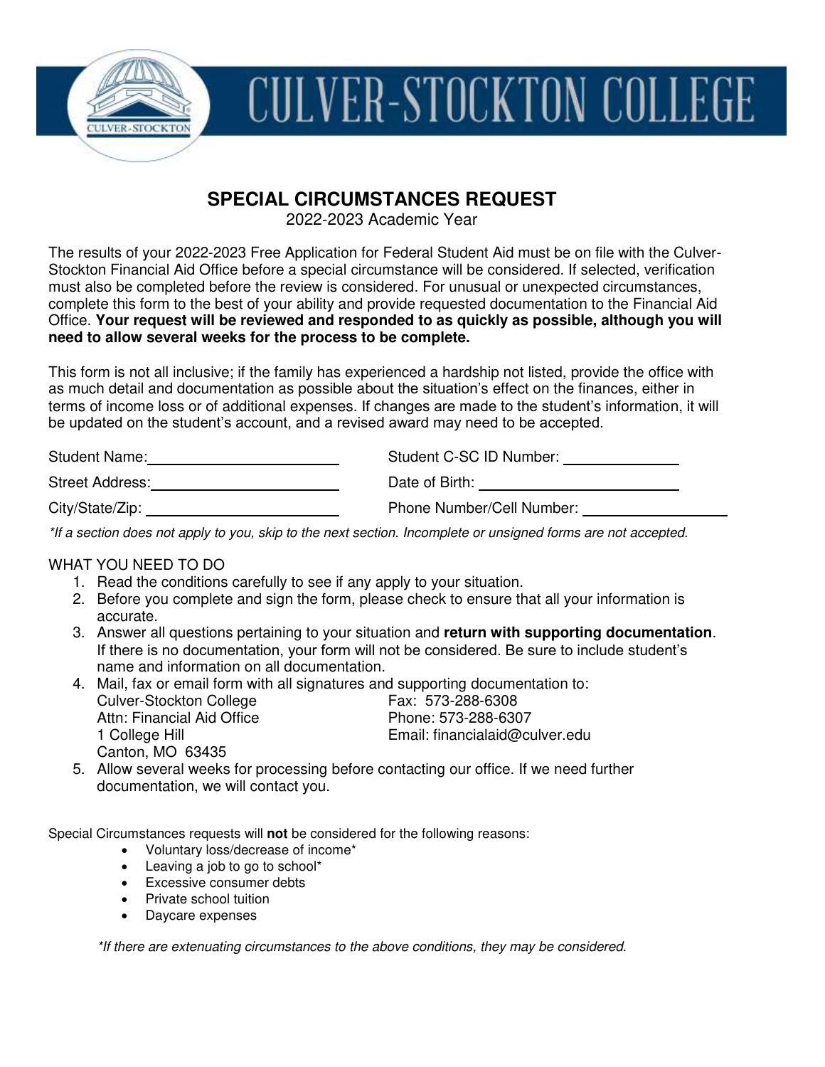# CULVER-STOCKTON COLLEGE

## SPECIAL CIRCUMSTANCES REQUEST

2022-2023 Academic Year

The results of your 2022-2023 Free Application for Federal Student Aid must be on file with the Culver-Stockton Financial Aid Office before a special circumstance will be considered. If selected, verification must also be completed before the review is considered. For unusual or unexpected circumstances, complete this form to the best of your ability and provide requested documentation to the Financial Aid Office. **Your request will be reviewed and responded to as quickly as possible, although you will need to allow several weeks for the process to be complete.**

This form is not all inclusive; if the family has experienced a hardship not listed, provide the office with as much detail and documentation as possible about the situation's effect on the finances, either in terms of income loss or of additional expenses. If changes are made to the student's information, it will be updated on the student's account, and a revised award may need to be accepted.

Student Name: ______________________ Student C-SC ID Number: ______________

Street Address: ______________________ Date of Birth: ______________________

City/State/Zip: ______________________ Phone Number/Cell Number: ______________

*\*If a section does not apply to you, skip to the next section. Incomplete or unsigned forms are not accepted.*

WHAT YOU NEED TO DO

1. Read the conditions carefully to see if any apply to your situation.
2. Before you complete and sign the form, please check to ensure that all your information is accurate.
3. Answer all questions pertaining to your situation and **return with supporting documentation**. If there is no documentation, your form will not be considered. Be sure to include student's name and information on all documentation.
4. Mail, fax or email form with all signatures and supporting documentation to:

   Culver-Stockton College
   Attn: Financial Aid Office
   1 College Hill
   Canton, MO 63435

   Fax: 573-288-6308
   Phone: 573-288-6307
   Email: financialaid@culver.edu
5. Allow several weeks for processing before contacting our office. If we need further documentation, we will contact you.

Special Circumstances requests will **not** be considered for the following reasons:

- Voluntary loss/decrease of income*
- Leaving a job to go to school*
- Excessive consumer debts
- Private school tuition
- Daycare expenses

*\*If there are extenuating circumstances to the above conditions, they may be considered.*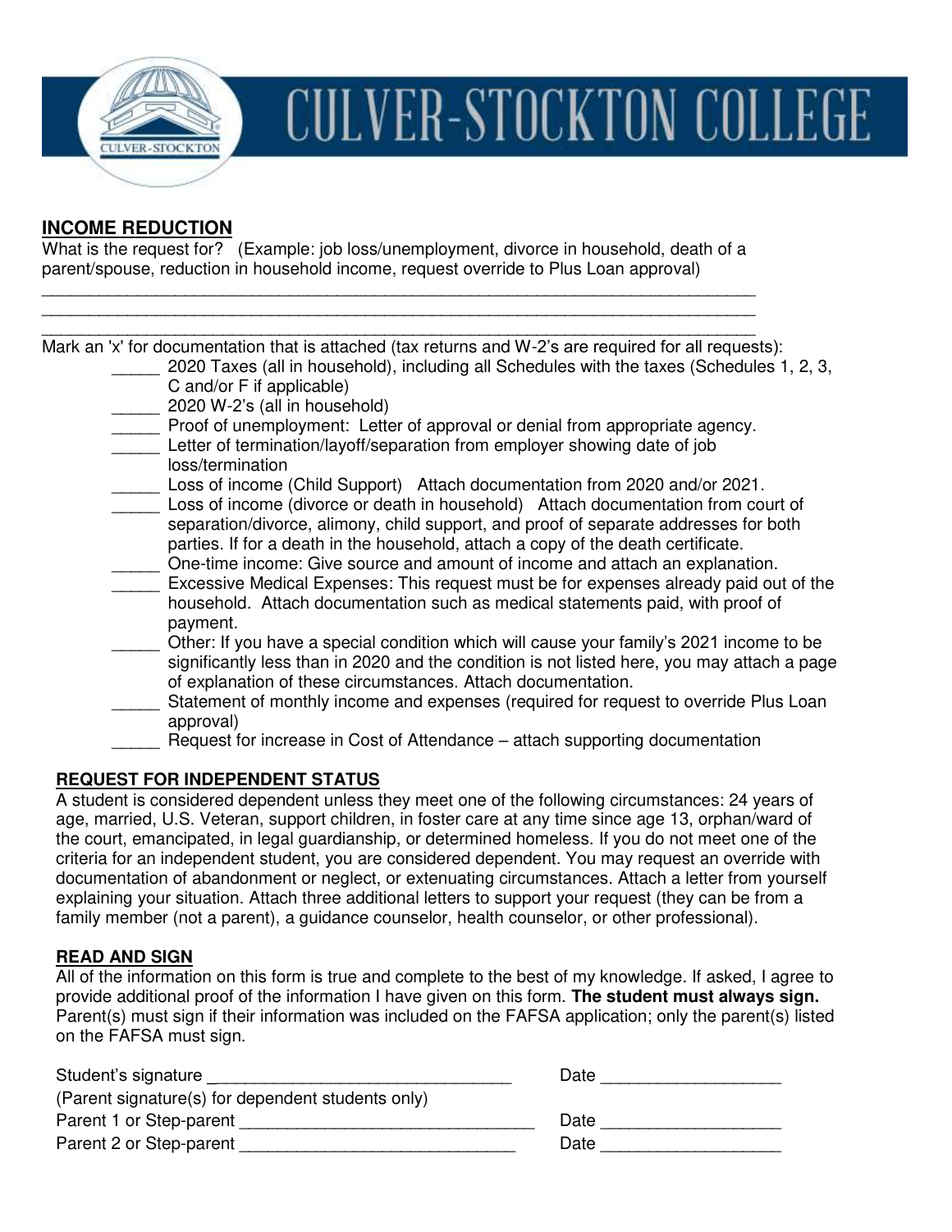# CULVER-STOCKTON COLLEGE

## INCOME REDUCTION

What is the request for? (Example: job loss/unemployment, divorce in household, death of a parent/spouse, reduction in household income, request override to Plus Loan approval)

\_\_\_\_\_\_\_\_\_\_\_\_\_\_\_\_\_\_\_\_\_\_\_\_\_\_\_\_\_\_\_\_\_\_\_\_\_\_\_\_\_\_\_\_\_\_\_\_\_\_\_\_\_\_\_\_\_\_\_\_\_\_\_\_\_\_\_\_\_\_\_\_\_\_\_\_

\_\_\_\_\_\_\_\_\_\_\_\_\_\_\_\_\_\_\_\_\_\_\_\_\_\_\_\_\_\_\_\_\_\_\_\_\_\_\_\_\_\_\_\_\_\_\_\_\_\_\_\_\_\_\_\_\_\_\_\_\_\_\_\_\_\_\_\_\_\_\_\_\_\_\_\_

\_\_\_\_\_\_\_\_\_\_\_\_\_\_\_\_\_\_\_\_\_\_\_\_\_\_\_\_\_\_\_\_\_\_\_\_\_\_\_\_\_\_\_\_\_\_\_\_\_\_\_\_\_\_\_\_\_\_\_\_\_\_\_\_\_\_\_\_\_\_\_\_\_\_\_\_

Mark an 'x' for documentation that is attached (tax returns and W-2's are required for all requests):

- \_\_\_\_\_ 2020 Taxes (all in household), including all Schedules with the taxes (Schedules 1, 2, 3, C and/or F if applicable)
- \_\_\_\_\_ 2020 W-2's (all in household)
- \_\_\_\_\_ Proof of unemployment: Letter of approval or denial from appropriate agency.
- \_\_\_\_\_ Letter of termination/layoff/separation from employer showing date of job loss/termination
- \_\_\_\_\_ Loss of income (Child Support) Attach documentation from 2020 and/or 2021.
- \_\_\_\_\_ Loss of income (divorce or death in household) Attach documentation from court of separation/divorce, alimony, child support, and proof of separate addresses for both parties. If for a death in the household, attach a copy of the death certificate.
- \_\_\_\_\_ One-time income: Give source and amount of income and attach an explanation.
- \_\_\_\_\_ Excessive Medical Expenses: This request must be for expenses already paid out of the household. Attach documentation such as medical statements paid, with proof of payment.
- \_\_\_\_\_ Other: If you have a special condition which will cause your family's 2021 income to be significantly less than in 2020 and the condition is not listed here, you may attach a page of explanation of these circumstances. Attach documentation.
- \_\_\_\_\_ Statement of monthly income and expenses (required for request to override Plus Loan approval)
- \_\_\_\_\_ Request for increase in Cost of Attendance – attach supporting documentation

## REQUEST FOR INDEPENDENT STATUS

A student is considered dependent unless they meet one of the following circumstances: 24 years of age, married, U.S. Veteran, support children, in foster care at any time since age 13, orphan/ward of the court, emancipated, in legal guardianship, or determined homeless. If you do not meet one of the criteria for an independent student, you are considered dependent. You may request an override with documentation of abandonment or neglect, or extenuating circumstances. Attach a letter from yourself explaining your situation. Attach three additional letters to support your request (they can be from a family member (not a parent), a guidance counselor, health counselor, or other professional).

## READ AND SIGN

All of the information on this form is true and complete to the best of my knowledge. If asked, I agree to provide additional proof of the information I have given on this form. **The student must always sign.** Parent(s) must sign if their information was included on the FAFSA application; only the parent(s) listed on the FAFSA must sign.

Student's signature \_\_\_\_\_\_\_\_\_\_\_\_\_\_\_\_\_\_\_\_\_\_\_\_\_\_\_\_\_\_\_\_ Date \_\_\_\_\_\_\_\_\_\_\_\_\_\_\_\_\_\_\_

(Parent signature(s) for dependent students only)

Parent 1 or Step-parent \_\_\_\_\_\_\_\_\_\_\_\_\_\_\_\_\_\_\_\_\_\_\_\_\_\_\_\_\_\_\_\_ Date \_\_\_\_\_\_\_\_\_\_\_\_\_\_\_\_\_\_\_

Parent 2 or Step-parent \_\_\_\_\_\_\_\_\_\_\_\_\_\_\_\_\_\_\_\_\_\_\_\_\_\_\_\_\_\_ Date \_\_\_\_\_\_\_\_\_\_\_\_\_\_\_\_\_\_\_